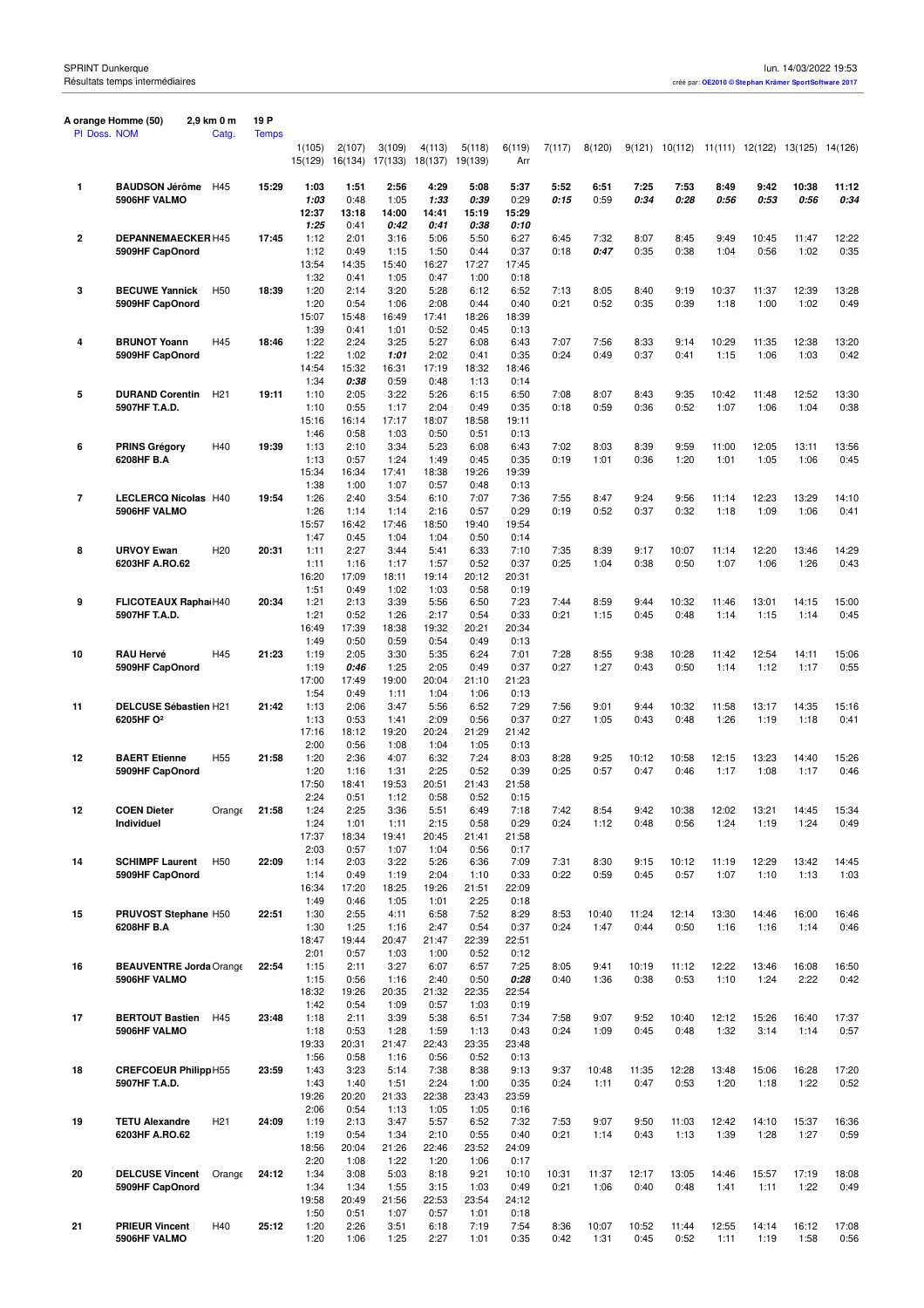SPRINT Dunkerque
Résultats temps intermédiaires

lun. 14/03/2022 19:53
créé par: OE2010 © Stephan Krämer SportSoftware 2017

**A orange Homme (50)** 2,9 km 0 m 19 P

| Pl | Doss. NOM | Catg. | Temps | 1(105) | 2(107) | 3(109) | 4(113) | 5(118) | 6(119) | 7(117) | 8(120) | 9(121) | 10(112) | 11(111) | 12(122) | 13(125) | 14(126) |
|---|---|---|---|---|---|---|---|---|---|---|---|---|---|---|---|---|---|
| | | | | 15(129) | 16(134) | 17(133) | 18(137) | 19(139) | Arr | | | | | | | | |
| 1 | BAUDSON Jérôme | H45 | 15:29 | 1:03 | 1:51 | 2:56 | 4:29 | 5:08 | 5:37 | 5:52 | 6:51 | 7:25 | 7:53 | 8:49 | 9:42 | 10:38 | 11:12 |
| | 5906HF VALMO | | | *1:03* | 0:48 | 1:05 | *1:33* | *0:39* | 0:29 | *0:15* | 0:59 | *0:34* | *0:28* | *0:56* | *0:53* | *0:56* | *0:34* |
| | | | | 12:37 | 13:18 | 14:00 | 14:41 | 15:19 | 15:29 | | | | | | | | |
| | | | | *1:25* | 0:41 | *0:42* | *0:41* | *0:38* | *0:10* | | | | | | | | |
| 2 | DEPANNEMAECKER | H45 | 17:45 | 1:12 | 2:01 | 3:16 | 5:06 | 5:50 | 6:27 | 6:45 | 7:32 | 8:07 | 8:45 | 9:49 | 10:45 | 11:47 | 12:22 |
| | 5909HF CapOnord | | | 1:12 | 0:49 | 1:15 | 1:50 | 0:44 | 0:37 | 0:18 | *0:47* | 0:35 | 0:38 | 1:04 | 0:56 | 1:02 | 0:35 |
| | | | | 13:54 | 14:35 | 15:40 | 16:27 | 17:27 | 17:45 | | | | | | | | |
| | | | | 1:32 | 0:41 | 1:05 | 0:47 | 1:00 | 0:18 | | | | | | | | |
| 3 | BECUWE Yannick | H50 | 18:39 | 1:20 | 2:14 | 3:20 | 5:28 | 6:12 | 6:52 | 7:13 | 8:05 | 8:40 | 9:19 | 10:37 | 11:37 | 12:39 | 13:28 |
| | 5909HF CapOnord | | | 1:20 | 0:54 | 1:06 | 2:08 | 0:44 | 0:40 | 0:21 | 0:52 | 0:35 | 0:39 | 1:18 | 1:00 | 1:02 | 0:49 |
| | | | | 15:07 | 15:48 | 16:49 | 17:41 | 18:26 | 18:39 | | | | | | | | |
| | | | | 1:39 | 0:41 | 1:01 | 0:52 | 0:45 | 0:13 | | | | | | | | |
| 4 | BRUNOT Yoann | H45 | 18:46 | 1:22 | 2:24 | 3:25 | 5:27 | 6:08 | 6:43 | 7:07 | 7:56 | 8:33 | 9:14 | 10:29 | 11:35 | 12:38 | 13:20 |
| | 5909HF CapOnord | | | 1:22 | 1:02 | *1:01* | 2:02 | 0:41 | 0:35 | 0:24 | 0:49 | 0:37 | 0:41 | 1:15 | 1:06 | 1:03 | 0:42 |
| | | | | 14:54 | 15:32 | 16:31 | 17:19 | 18:32 | 18:46 | | | | | | | | |
| | | | | 1:34 | *0:38* | 0:59 | 0:48 | 1:13 | 0:14 | | | | | | | | |
| 5 | DURAND Corentin | H21 | 19:11 | 1:10 | 2:05 | 3:22 | 5:26 | 6:15 | 6:50 | 7:08 | 8:07 | 8:43 | 9:35 | 10:42 | 11:48 | 12:52 | 13:30 |
| | 5907HF T.A.D. | | | 1:10 | 0:55 | 1:17 | 2:04 | 0:49 | 0:35 | 0:18 | 0:59 | 0:36 | 0:52 | 1:07 | 1:06 | 1:04 | 0:38 |
| | | | | 15:16 | 16:14 | 17:17 | 18:07 | 18:58 | 19:11 | | | | | | | | |
| | | | | 1:46 | 0:58 | 1:03 | 0:50 | 0:51 | 0:13 | | | | | | | | |
| 6 | PRINS Grégory | H40 | 19:39 | 1:13 | 2:10 | 3:34 | 5:23 | 6:08 | 6:43 | 7:02 | 8:03 | 8:39 | 9:59 | 11:00 | 12:05 | 13:11 | 13:56 |
| | 6208HF B.A | | | 1:13 | 0:57 | 1:24 | 1:49 | 0:45 | 0:35 | 0:19 | 1:01 | 0:36 | 1:20 | 1:01 | 1:05 | 1:06 | 0:45 |
| | | | | 15:34 | 16:34 | 17:41 | 18:38 | 19:26 | 19:39 | | | | | | | | |
| | | | | 1:38 | 1:00 | 1:07 | 0:57 | 0:48 | 0:13 | | | | | | | | |
| 7 | LECLERCQ Nicolas | H40 | 19:54 | 1:26 | 2:40 | 3:54 | 6:10 | 7:07 | 7:36 | 7:55 | 8:47 | 9:24 | 9:56 | 11:14 | 12:23 | 13:29 | 14:10 |
| | 5906HF VALMO | | | 1:26 | 1:14 | 1:14 | 2:16 | 0:57 | 0:29 | 0:19 | 0:52 | 0:37 | 0:32 | 1:18 | 1:09 | 1:06 | 0:41 |
| | | | | 15:57 | 16:42 | 17:46 | 18:50 | 19:40 | 19:54 | | | | | | | | |
| | | | | 1:47 | 0:45 | 1:04 | 1:04 | 0:50 | 0:14 | | | | | | | | |
| 8 | URVOY Ewan | H20 | 20:31 | 1:11 | 2:27 | 3:44 | 5:41 | 6:33 | 7:10 | 7:35 | 8:39 | 9:17 | 10:07 | 11:14 | 12:20 | 13:46 | 14:29 |
| | 6203HF A.RO.62 | | | 1:11 | 1:16 | 1:17 | 1:57 | 0:52 | 0:37 | 0:25 | 1:04 | 0:38 | 0:50 | 1:07 | 1:06 | 1:26 | 0:43 |
| | | | | 16:20 | 17:09 | 18:11 | 19:14 | 20:12 | 20:31 | | | | | | | | |
| | | | | 1:51 | 0:49 | 1:02 | 1:03 | 0:58 | 0:19 | | | | | | | | |
| 9 | FLICOTEAUX Raphaë | H40 | 20:34 | 1:21 | 2:13 | 3:39 | 5:56 | 6:50 | 7:23 | 7:44 | 8:59 | 9:44 | 10:32 | 11:46 | 13:01 | 14:15 | 15:00 |
| | 5907HF T.A.D. | | | 1:21 | 0:52 | 1:26 | 2:17 | 0:54 | 0:33 | 0:21 | 1:15 | 0:45 | 0:48 | 1:14 | 1:15 | 1:14 | 0:45 |
| | | | | 16:49 | 17:39 | 18:38 | 19:32 | 20:21 | 20:34 | | | | | | | | |
| | | | | 1:49 | 0:50 | 0:59 | 0:54 | 0:49 | 0:13 | | | | | | | | |
| 10 | RAU Hervé | H45 | 21:23 | 1:19 | 2:05 | 3:30 | 5:35 | 6:24 | 7:01 | 7:28 | 8:55 | 9:38 | 10:28 | 11:42 | 12:54 | 14:11 | 15:06 |
| | 5909HF CapOnord | | | 1:19 | *0:46* | 1:25 | 2:05 | 0:49 | 0:37 | 0:27 | 1:27 | 0:43 | 0:50 | 1:14 | 1:12 | 1:17 | 0:55 |
| | | | | 17:00 | 17:49 | 19:00 | 20:04 | 21:10 | 21:23 | | | | | | | | |
| | | | | 1:54 | 0:49 | 1:11 | 1:04 | 1:06 | 0:13 | | | | | | | | |
| 11 | DELCUSE Sébastien | H21 | 21:42 | 1:13 | 2:06 | 3:47 | 5:56 | 6:52 | 7:29 | 7:56 | 9:01 | 9:44 | 10:32 | 11:58 | 13:17 | 14:35 | 15:16 |
| | 6205HF O² | | | 1:13 | 0:53 | 1:41 | 2:09 | 0:56 | 0:37 | 0:27 | 1:05 | 0:43 | 0:48 | 1:26 | 1:19 | 1:18 | 0:41 |
| | | | | 17:16 | 18:12 | 19:20 | 20:24 | 21:29 | 21:42 | | | | | | | | |
| | | | | 2:00 | 0:56 | 1:08 | 1:04 | 1:05 | 0:13 | | | | | | | | |
| 12 | BAERT Etienne | H55 | 21:58 | 1:20 | 2:36 | 4:07 | 6:32 | 7:24 | 8:03 | 8:28 | 9:25 | 10:12 | 10:58 | 12:15 | 13:23 | 14:40 | 15:26 |
| | 5909HF CapOnord | | | 1:20 | 1:16 | 1:31 | 2:25 | 0:52 | 0:39 | 0:25 | 0:57 | 0:47 | 0:46 | 1:17 | 1:08 | 1:17 | 0:46 |
| | | | | 17:50 | 18:41 | 19:53 | 20:51 | 21:43 | 21:58 | | | | | | | | |
| | | | | 2:24 | 0:51 | 1:12 | 0:58 | 0:52 | 0:15 | | | | | | | | |
| 12 | COEN Dieter | Orange | 21:58 | 1:24 | 2:25 | 3:36 | 5:51 | 6:49 | 7:18 | 7:42 | 8:54 | 9:42 | 10:38 | 12:02 | 13:21 | 14:45 | 15:34 |
| | Individuel | | | 1:24 | 1:01 | 1:11 | 2:15 | 0:58 | 0:29 | 0:24 | 1:12 | 0:48 | 0:56 | 1:24 | 1:19 | 1:24 | 0:49 |
| | | | | 17:37 | 18:34 | 19:41 | 20:45 | 21:41 | 21:58 | | | | | | | | |
| | | | | 2:03 | 0:57 | 1:07 | 1:04 | 0:56 | 0:17 | | | | | | | | |
| 14 | SCHIMPF Laurent | H50 | 22:09 | 1:14 | 2:03 | 3:22 | 5:26 | 6:36 | 7:09 | 7:31 | 8:30 | 9:15 | 10:12 | 11:19 | 12:29 | 13:42 | 14:45 |
| | 5909HF CapOnord | | | 1:14 | 0:49 | 1:19 | 2:04 | 1:10 | 0:33 | 0:22 | 0:59 | 0:45 | 0:57 | 1:07 | 1:10 | 1:13 | 1:03 |
| | | | | 16:34 | 17:20 | 18:25 | 19:26 | 21:51 | 22:09 | | | | | | | | |
| | | | | 1:49 | 0:46 | 1:05 | 1:01 | 2:25 | 0:18 | | | | | | | | |
| 15 | PRUVOST Stephane | H50 | 22:51 | 1:30 | 2:55 | 4:11 | 6:58 | 7:52 | 8:29 | 8:53 | 10:40 | 11:24 | 12:14 | 13:30 | 14:46 | 16:00 | 16:46 |
| | 6208HF B.A | | | 1:30 | 1:25 | 1:16 | 2:47 | 0:54 | 0:37 | 0:24 | 1:47 | 0:44 | 0:50 | 1:16 | 1:16 | 1:14 | 0:46 |
| | | | | 18:47 | 19:44 | 20:47 | 21:47 | 22:39 | 22:51 | | | | | | | | |
| | | | | 2:01 | 0:57 | 1:03 | 1:00 | 0:52 | 0:12 | | | | | | | | |
| 16 | BEAUVENTRE Jorda | Orange | 22:54 | 1:15 | 2:11 | 3:27 | 6:07 | 6:57 | 7:25 | 8:05 | 9:41 | 10:19 | 11:12 | 12:22 | 13:46 | 16:08 | 16:50 |
| | 5906HF VALMO | | | 1:15 | 0:56 | 1:16 | 2:40 | 0:50 | *0:28* | 0:40 | 1:36 | 0:38 | 0:53 | 1:10 | 1:24 | 2:22 | 0:42 |
| | | | | 18:32 | 19:26 | 20:35 | 21:32 | 22:35 | 22:54 | | | | | | | | |
| | | | | 1:42 | 0:54 | 1:09 | 0:57 | 1:03 | 0:19 | | | | | | | | |
| 17 | BERTOUT Bastien | H45 | 23:48 | 1:18 | 2:11 | 3:39 | 5:38 | 6:51 | 7:34 | 7:58 | 9:07 | 9:52 | 10:40 | 12:12 | 15:26 | 16:40 | 17:37 |
| | 5906HF VALMO | | | 1:18 | 0:53 | 1:28 | 1:59 | 1:13 | 0:43 | 0:24 | 1:09 | 0:45 | 0:48 | 1:32 | 3:14 | 1:14 | 0:57 |
| | | | | 19:33 | 20:31 | 21:47 | 22:43 | 23:35 | 23:48 | | | | | | | | |
| | | | | 1:56 | 0:58 | 1:16 | 0:56 | 0:52 | 0:13 | | | | | | | | |
| 18 | CREFCOEUR Philipp | H55 | 23:59 | 1:43 | 3:23 | 5:14 | 7:38 | 8:38 | 9:13 | 9:37 | 10:48 | 11:35 | 12:28 | 13:48 | 15:06 | 16:28 | 17:20 |
| | 5907HF T.A.D. | | | 1:43 | 1:40 | 1:51 | 2:24 | 1:00 | 0:35 | 0:24 | 1:11 | 0:47 | 0:53 | 1:20 | 1:18 | 1:22 | 0:52 |
| | | | | 19:26 | 20:20 | 21:33 | 22:38 | 23:43 | 23:59 | | | | | | | | |
| | | | | 2:06 | 0:54 | 1:13 | 1:05 | 1:05 | 0:16 | | | | | | | | |
| 19 | TETU Alexandre | H21 | 24:09 | 1:19 | 2:13 | 3:47 | 5:57 | 6:52 | 7:32 | 7:53 | 9:07 | 9:50 | 11:03 | 12:42 | 14:10 | 15:37 | 16:36 |
| | 6203HF A.RO.62 | | | 1:19 | 0:54 | 1:34 | 2:10 | 0:55 | 0:40 | 0:21 | 1:14 | 0:43 | 1:13 | 1:39 | 1:28 | 1:27 | 0:59 |
| | | | | 18:56 | 20:04 | 21:26 | 22:46 | 23:52 | 24:09 | | | | | | | | |
| | | | | 2:20 | 1:08 | 1:22 | 1:20 | 1:06 | 0:17 | | | | | | | | |
| 20 | DELCUSE Vincent | Orange | 24:12 | 1:34 | 3:08 | 5:03 | 8:18 | 9:21 | 10:10 | 10:31 | 11:37 | 12:17 | 13:05 | 14:46 | 15:57 | 17:19 | 18:08 |
| | 5909HF CapOnord | | | 1:34 | 1:34 | 1:55 | 3:15 | 1:03 | 0:49 | 0:21 | 1:06 | 0:40 | 0:48 | 1:41 | 1:11 | 1:22 | 0:49 |
| | | | | 19:58 | 20:49 | 21:56 | 22:53 | 23:54 | 24:12 | | | | | | | | |
| | | | | 1:50 | 0:51 | 1:07 | 0:57 | 1:01 | 0:18 | | | | | | | | |
| 21 | PRIEUR Vincent | H40 | 25:12 | 1:20 | 2:26 | 3:51 | 6:18 | 7:19 | 7:54 | 8:36 | 10:07 | 10:52 | 11:44 | 12:55 | 14:14 | 16:12 | 17:08 |
| | 5906HF VALMO | | | 1:20 | 1:06 | 1:25 | 2:27 | 1:01 | 0:35 | 0:42 | 1:31 | 0:45 | 0:52 | 1:11 | 1:19 | 1:58 | 0:56 |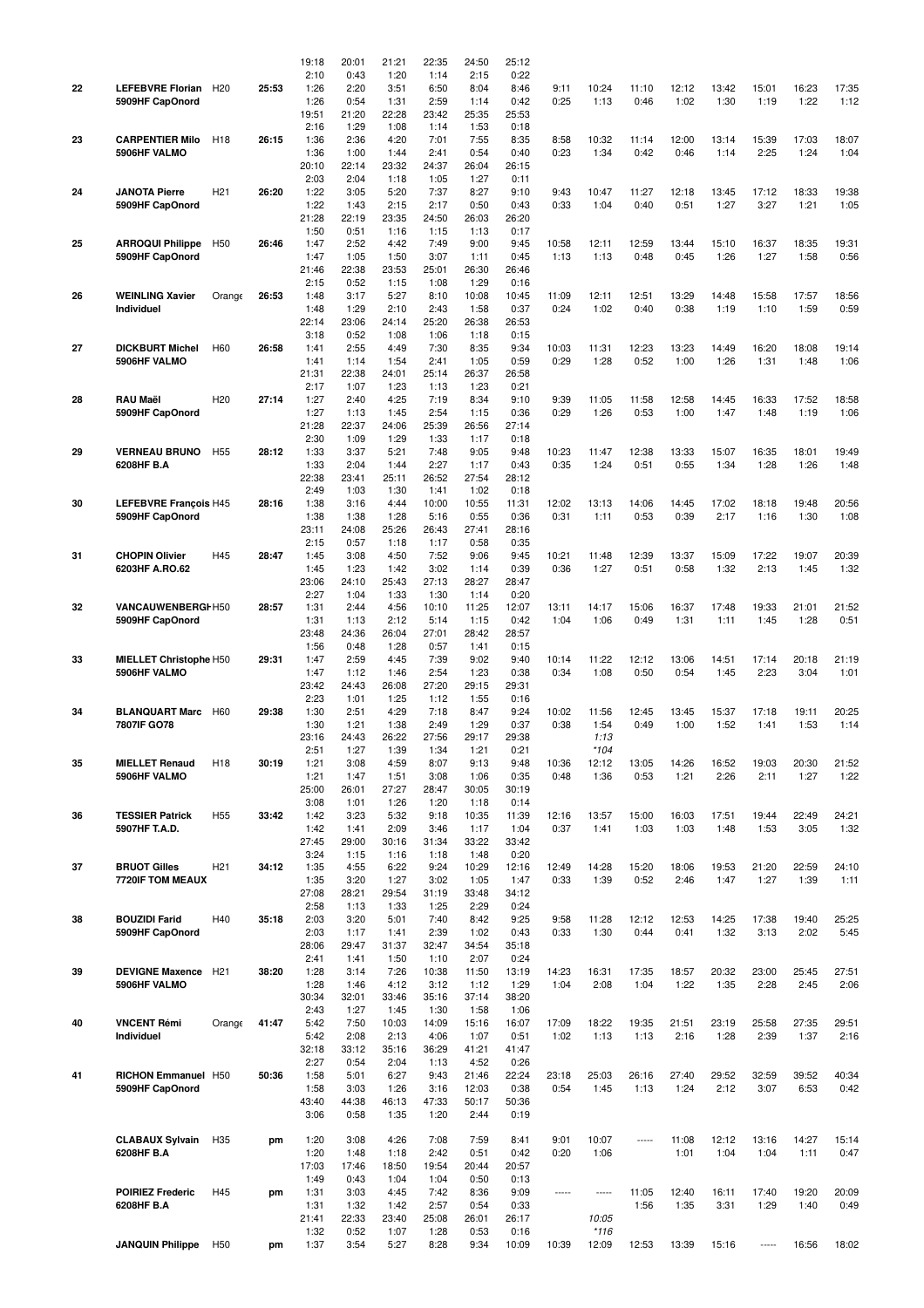| | | | | | | | | | | | | | | | | | |
|---|---|---|---|---|---|---|---|---|---|---|---|---|---|---|---|---|---|
| | | | | 19:18 | 20:01 | 21:21 | 22:35 | 24:50 | 25:12 | | | | | | | | |
| | | | | 2:10 | 0:43 | 1:20 | 1:14 | 2:15 | 0:22 | | | | | | | | |
| 22 | **LEFEBVRE Florian** | H20 | **25:53** | 1:26 | 2:20 | 3:51 | 6:50 | 8:04 | 8:46 | 9:11 | 10:24 | 11:10 | 12:12 | 13:42 | 15:01 | 16:23 | 17:35 |
| | **5909HF CapOnord** | | | 1:26 | 0:54 | 1:31 | 2:59 | 1:14 | 0:42 | 0:25 | 1:13 | 0:46 | 1:02 | 1:30 | 1:19 | 1:22 | 1:12 |
| | | | | 19:51 | 21:20 | 22:28 | 23:42 | 25:35 | 25:53 | | | | | | | | |
| | | | | 2:16 | 1:29 | 1:08 | 1:14 | 1:53 | 0:18 | | | | | | | | |
| 23 | **CARPENTIER Milo** | H18 | **26:15** | 1:36 | 2:36 | 4:20 | 7:01 | 7:55 | 8:35 | 8:58 | 10:32 | 11:14 | 12:00 | 13:14 | 15:39 | 17:03 | 18:07 |
| | **5906HF VALMO** | | | 1:36 | 1:00 | 1:44 | 2:41 | 0:54 | 0:40 | 0:23 | 1:34 | 0:42 | 0:46 | 1:14 | 2:25 | 1:24 | 1:04 |
| | | | | 20:10 | 22:14 | 23:32 | 24:37 | 26:04 | 26:15 | | | | | | | | |
| | | | | 2:03 | 2:04 | 1:18 | 1:05 | 1:27 | 0:11 | | | | | | | | |
| 24 | **JANOTA Pierre** | H21 | **26:20** | 1:22 | 3:05 | 5:20 | 7:37 | 8:27 | 9:10 | 9:43 | 10:47 | 11:27 | 12:18 | 13:45 | 17:12 | 18:33 | 19:38 |
| | **5909HF CapOnord** | | | 1:22 | 1:43 | 2:15 | 2:17 | 0:50 | 0:43 | 0:33 | 1:04 | 0:40 | 0:51 | 1:27 | 3:27 | 1:21 | 1:05 |
| | | | | 21:28 | 22:19 | 23:35 | 24:50 | 26:03 | 26:20 | | | | | | | | |
| | | | | 1:50 | 0:51 | 1:16 | 1:15 | 1:13 | 0:17 | | | | | | | | |
| 25 | **ARROQUI Philippe** | H50 | **26:46** | 1:47 | 2:52 | 4:42 | 7:49 | 9:00 | 9:45 | 10:58 | 12:11 | 12:59 | 13:44 | 15:10 | 16:37 | 18:35 | 19:31 |
| | **5909HF CapOnord** | | | 1:47 | 1:05 | 1:50 | 3:07 | 1:11 | 0:45 | 1:13 | 1:13 | 0:48 | 0:45 | 1:26 | 1:27 | 1:58 | 0:56 |
| | | | | 21:46 | 22:38 | 23:53 | 25:01 | 26:30 | 26:46 | | | | | | | | |
| | | | | 2:15 | 0:52 | 1:15 | 1:08 | 1:29 | 0:16 | | | | | | | | |
| 26 | **WEINLING Xavier** | Orange | **26:53** | 1:48 | 3:17 | 5:27 | 8:10 | 10:08 | 10:45 | 11:09 | 12:11 | 12:51 | 13:29 | 14:48 | 15:58 | 17:57 | 18:56 |
| | **Individuel** | | | 1:48 | 1:29 | 2:10 | 2:43 | 1:58 | 0:37 | 0:24 | 1:02 | 0:40 | 0:38 | 1:19 | 1:10 | 1:59 | 0:59 |
| | | | | 22:14 | 23:06 | 24:14 | 25:20 | 26:38 | 26:53 | | | | | | | | |
| | | | | 3:18 | 0:52 | 1:08 | 1:06 | 1:18 | 0:15 | | | | | | | | |
| 27 | **DICKBURT Michel** | H60 | **26:58** | 1:41 | 2:55 | 4:49 | 7:30 | 8:35 | 9:34 | 10:03 | 11:31 | 12:23 | 13:23 | 14:49 | 16:20 | 18:08 | 19:14 |
| | **5906HF VALMO** | | | 1:41 | 1:14 | 1:54 | 2:41 | 1:05 | 0:59 | 0:29 | 1:28 | 0:52 | 1:00 | 1:26 | 1:31 | 1:48 | 1:06 |
| | | | | 21:31 | 22:38 | 24:01 | 25:14 | 26:37 | 26:58 | | | | | | | | |
| | | | | 2:17 | 1:07 | 1:23 | 1:13 | 1:23 | 0:21 | | | | | | | | |
| 28 | **RAU Maël** | H20 | **27:14** | 1:27 | 2:40 | 4:25 | 7:19 | 8:34 | 9:10 | 9:39 | 11:05 | 11:58 | 12:58 | 14:45 | 16:33 | 17:52 | 18:58 |
| | **5909HF CapOnord** | | | 1:27 | 1:13 | 1:45 | 2:54 | 1:15 | 0:36 | 0:29 | 1:26 | 0:53 | 1:00 | 1:47 | 1:48 | 1:19 | 1:06 |
| | | | | 21:28 | 22:37 | 24:06 | 25:39 | 26:56 | 27:14 | | | | | | | | |
| | | | | 2:30 | 1:09 | 1:29 | 1:33 | 1:17 | 0:18 | | | | | | | | |
| 29 | **VERNEAU BRUNO** | H55 | **28:12** | 1:33 | 3:37 | 5:21 | 7:48 | 9:05 | 9:48 | 10:23 | 11:47 | 12:38 | 13:33 | 15:07 | 16:35 | 18:01 | 19:49 |
| | **6208HF B.A** | | | 1:33 | 2:04 | 1:44 | 2:27 | 1:17 | 0:43 | 0:35 | 1:24 | 0:51 | 0:55 | 1:34 | 1:28 | 1:26 | 1:48 |
| | | | | 22:38 | 23:41 | 25:11 | 26:52 | 27:54 | 28:12 | | | | | | | | |
| | | | | 2:49 | 1:03 | 1:30 | 1:41 | 1:02 | 0:18 | | | | | | | | |
| 30 | **LEFEBVRE François** | H45 | **28:16** | 1:38 | 3:16 | 4:44 | 10:00 | 10:55 | 11:31 | 12:02 | 13:13 | 14:06 | 14:45 | 17:02 | 18:18 | 19:48 | 20:56 |
| | **5909HF CapOnord** | | | 1:38 | 1:38 | 1:28 | 5:16 | 0:55 | 0:36 | 0:31 | 1:11 | 0:53 | 0:39 | 2:17 | 1:16 | 1:30 | 1:08 |
| | | | | 23:11 | 24:08 | 25:26 | 26:43 | 27:41 | 28:16 | | | | | | | | |
| | | | | 2:15 | 0:57 | 1:18 | 1:17 | 0:58 | 0:35 | | | | | | | | |
| 31 | **CHOPIN Olivier** | H45 | **28:47** | 1:45 | 3:08 | 4:50 | 7:52 | 9:06 | 9:45 | 10:21 | 11:48 | 12:39 | 13:37 | 15:09 | 17:22 | 19:07 | 20:39 |
| | **6203HF A.RO.62** | | | 1:45 | 1:23 | 1:42 | 3:02 | 1:14 | 0:39 | 0:36 | 1:27 | 0:51 | 0:58 | 1:32 | 2:13 | 1:45 | 1:32 |
| | | | | 23:06 | 24:10 | 25:43 | 27:13 | 28:27 | 28:47 | | | | | | | | |
| | | | | 2:27 | 1:04 | 1:33 | 1:30 | 1:14 | 0:20 | | | | | | | | |
| 32 | **VANCAUWENBERGH** | H50 | **28:57** | 1:31 | 2:44 | 4:56 | 10:10 | 11:25 | 12:07 | 13:11 | 14:17 | 15:06 | 16:37 | 17:48 | 19:33 | 21:01 | 21:52 |
| | **5909HF CapOnord** | | | 1:31 | 1:13 | 2:12 | 5:14 | 1:15 | 0:42 | 1:04 | 1:06 | 0:49 | 1:31 | 1:11 | 1:45 | 1:28 | 0:51 |
| | | | | 23:48 | 24:36 | 26:04 | 27:01 | 28:42 | 28:57 | | | | | | | | |
| | | | | 1:56 | 0:48 | 1:28 | 0:57 | 1:41 | 0:15 | | | | | | | | |
| 33 | **MIELLET Christophe** | H50 | **29:31** | 1:47 | 2:59 | 4:45 | 7:39 | 9:02 | 9:40 | 10:14 | 11:22 | 12:12 | 13:06 | 14:51 | 17:14 | 20:18 | 21:19 |
| | **5906HF VALMO** | | | 1:47 | 1:12 | 1:46 | 2:54 | 1:23 | 0:38 | 0:34 | 1:08 | 0:50 | 0:54 | 1:45 | 2:23 | 3:04 | 1:01 |
| | | | | 23:42 | 24:43 | 26:08 | 27:20 | 29:15 | 29:31 | | | | | | | | |
| | | | | 2:23 | 1:01 | 1:25 | 1:12 | 1:55 | 0:16 | | | | | | | | |
| 34 | **BLANQUART Marc** | H60 | **29:38** | 1:30 | 2:51 | 4:29 | 7:18 | 8:47 | 9:24 | 10:02 | 11:56 | 12:45 | 13:45 | 15:37 | 17:18 | 19:11 | 20:25 |
| | **7807IF GO78** | | | 1:30 | 1:21 | 1:38 | 2:49 | 1:29 | 0:37 | 0:38 | 1:54 | 0:49 | 1:00 | 1:52 | 1:41 | 1:53 | 1:14 |
| | | | | 23:16 | 24:43 | 26:22 | 27:56 | 29:17 | 29:38 | | *1:13* | | | | | | |
| | | | | 2:51 | 1:27 | 1:39 | 1:34 | 1:21 | 0:21 | | *\*104* | | | | | | |
| 35 | **MIELLET Renaud** | H18 | **30:19** | 1:21 | 3:08 | 4:59 | 8:07 | 9:13 | 9:48 | 10:36 | 12:12 | 13:05 | 14:26 | 16:52 | 19:03 | 20:30 | 21:52 |
| | **5906HF VALMO** | | | 1:21 | 1:47 | 1:51 | 3:08 | 1:06 | 0:35 | 0:48 | 1:36 | 0:53 | 1:21 | 2:26 | 2:11 | 1:27 | 1:22 |
| | | | | 25:00 | 26:01 | 27:27 | 28:47 | 30:05 | 30:19 | | | | | | | | |
| | | | | 3:08 | 1:01 | 1:26 | 1:20 | 1:18 | 0:14 | | | | | | | | |
| 36 | **TESSIER Patrick** | H55 | **33:42** | 1:42 | 3:23 | 5:32 | 9:18 | 10:35 | 11:39 | 12:16 | 13:57 | 15:00 | 16:03 | 17:51 | 19:44 | 22:49 | 24:21 |
| | **5907HF T.A.D.** | | | 1:42 | 1:41 | 2:09 | 3:46 | 1:17 | 1:04 | 0:37 | 1:41 | 1:03 | 1:03 | 1:48 | 1:53 | 3:05 | 1:32 |
| | | | | 27:45 | 29:00 | 30:16 | 31:34 | 33:22 | 33:42 | | | | | | | | |
| | | | | 3:24 | 1:15 | 1:16 | 1:18 | 1:48 | 0:20 | | | | | | | | |
| 37 | **BRUOT Gilles** | H21 | **34:12** | 1:35 | 4:55 | 6:22 | 9:24 | 10:29 | 12:16 | 12:49 | 14:28 | 15:20 | 18:06 | 19:53 | 21:20 | 22:59 | 24:10 |
| | **7720IF TOM MEAUX** | | | 1:35 | 3:20 | 1:27 | 3:02 | 1:05 | 1:47 | 0:33 | 1:39 | 0:52 | 2:46 | 1:47 | 1:27 | 1:39 | 1:11 |
| | | | | 27:08 | 28:21 | 29:54 | 31:19 | 33:48 | 34:12 | | | | | | | | |
| | | | | 2:58 | 1:13 | 1:33 | 1:25 | 2:29 | 0:24 | | | | | | | | |
| 38 | **BOUZIDI Farid** | H40 | **35:18** | 2:03 | 3:20 | 5:01 | 7:40 | 8:42 | 9:25 | 9:58 | 11:28 | 12:12 | 12:53 | 14:25 | 17:38 | 19:40 | 25:25 |
| | **5909HF CapOnord** | | | 2:03 | 1:17 | 1:41 | 2:39 | 1:02 | 0:43 | 0:33 | 1:30 | 0:44 | 0:41 | 1:32 | 3:13 | 2:02 | 5:45 |
| | | | | 28:06 | 29:47 | 31:37 | 32:47 | 34:54 | 35:18 | | | | | | | | |
| | | | | 2:41 | 1:41 | 1:50 | 1:10 | 2:07 | 0:24 | | | | | | | | |
| 39 | **DEVIGNE Maxence** | H21 | **38:20** | 1:28 | 3:14 | 7:26 | 10:38 | 11:50 | 13:19 | 14:23 | 16:31 | 17:35 | 18:57 | 20:32 | 23:00 | 25:45 | 27:51 |
| | **5906HF VALMO** | | | 1:28 | 1:46 | 4:12 | 3:12 | 1:12 | 1:29 | 1:04 | 2:08 | 1:04 | 1:22 | 1:35 | 2:28 | 2:45 | 2:06 |
| | | | | 30:34 | 32:01 | 33:46 | 35:16 | 37:14 | 38:20 | | | | | | | | |
| | | | | 2:43 | 1:27 | 1:45 | 1:30 | 1:58 | 1:06 | | | | | | | | |
| 40 | **VNCENT Rémi** | Orange | **41:47** | 5:42 | 7:50 | 10:03 | 14:09 | 15:16 | 16:07 | 17:09 | 18:22 | 19:35 | 21:51 | 23:19 | 25:58 | 27:35 | 29:51 |
| | **Individuel** | | | 5:42 | 2:08 | 2:13 | 4:06 | 1:07 | 0:51 | 1:02 | 1:13 | 1:13 | 2:16 | 1:28 | 2:39 | 1:37 | 2:16 |
| | | | | 32:18 | 33:12 | 35:16 | 36:29 | 41:21 | 41:47 | | | | | | | | |
| | | | | 2:27 | 0:54 | 2:04 | 1:13 | 4:52 | 0:26 | | | | | | | | |
| 41 | **RICHON Emmanuel** | H50 | **50:36** | 1:58 | 5:01 | 6:27 | 9:43 | 21:46 | 22:24 | 23:18 | 25:03 | 26:16 | 27:40 | 29:52 | 32:59 | 39:52 | 40:34 |
| | **5909HF CapOnord** | | | 1:58 | 3:03 | 1:26 | 3:16 | 12:03 | 0:38 | 0:54 | 1:45 | 1:13 | 1:24 | 2:12 | 3:07 | 6:53 | 0:42 |
| | | | | 43:40 | 44:38 | 46:13 | 47:33 | 50:17 | 50:36 | | | | | | | | |
| | | | | 3:06 | 0:58 | 1:35 | 1:20 | 2:44 | 0:19 | | | | | | | | |
| | **CLABAUX Sylvain** | H35 | **pm** | 1:20 | 3:08 | 4:26 | 7:08 | 7:59 | 8:41 | 9:01 | 10:07 | ----- | 11:08 | 12:12 | 13:16 | 14:27 | 15:14 |
| | **6208HF B.A** | | | 1:20 | 1:48 | 1:18 | 2:42 | 0:51 | 0:42 | 0:20 | 1:06 | | 1:01 | 1:04 | 1:04 | 1:11 | 0:47 |
| | | | | 17:03 | 17:46 | 18:50 | 19:54 | 20:44 | 20:57 | | | | | | | | |
| | | | | 1:49 | 0:43 | 1:04 | 1:04 | 0:50 | 0:13 | | | | | | | | |
| | **POIRIEZ Frederic** | H45 | **pm** | 1:31 | 3:03 | 4:45 | 7:42 | 8:36 | 9:09 | ----- | ----- | 11:05 | 12:40 | 16:11 | 17:40 | 19:20 | 20:09 |
| | **6208HF B.A** | | | 1:31 | 1:32 | 1:42 | 2:57 | 0:54 | 0:33 | | | 1:56 | 1:35 | 3:31 | 1:29 | 1:40 | 0:49 |
| | | | | 21:41 | 22:33 | 23:40 | 25:08 | 26:01 | 26:17 | | *10:05* | | | | | | |
| | | | | 1:32 | 0:52 | 1:07 | 1:28 | 0:53 | 0:16 | | *\*116* | | | | | | |
| | **JANQUIN Philippe** | H50 | **pm** | 1:37 | 3:54 | 5:27 | 8:28 | 9:34 | 10:09 | 10:39 | 12:09 | 12:53 | 13:39 | 15:16 | ----- | 16:56 | 18:02 |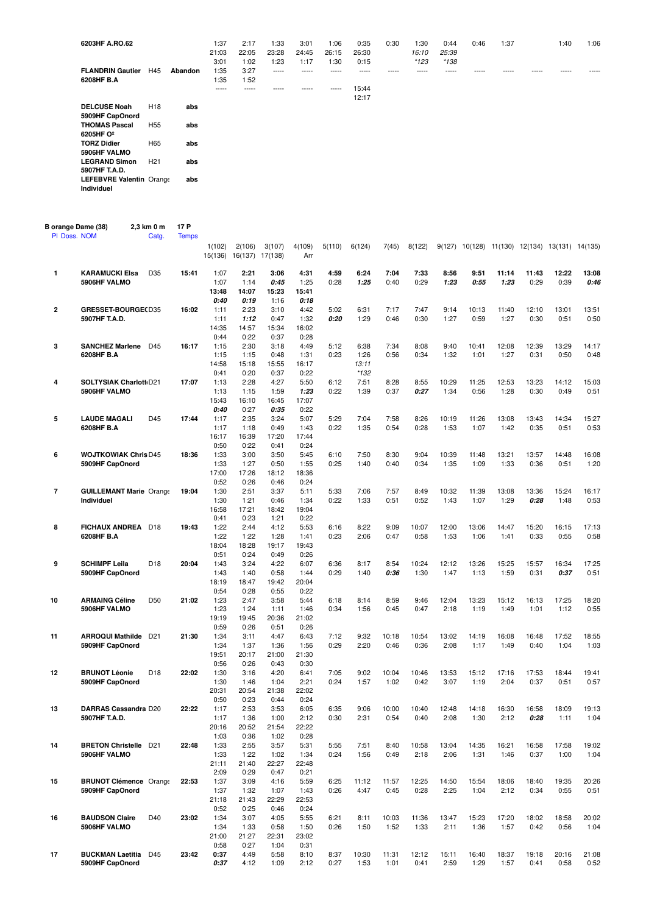| Pl | Doss. NOM | Catg. | Temps | | | | | | | | | | | | | | |
|---|---|---|---|---|---|---|---|---|---|---|---|---|---|---|---|---|---|
| | 6203HF A.RO.62 | | | 1:37 | 2:17 | 1:33 | 3:01 | 1:06 | 0:35 | 0:30 | 1:30 | 0:44 | 0:46 | 1:37 | | 1:40 | 1:06 |
| | | | | 21:03 | 22:05 | 23:28 | 24:45 | 26:15 | 26:30 | | *16:10* | *25:39* | | | | | |
| | | | | 3:01 | 1:02 | 1:23 | 1:17 | 1:30 | 0:15 | | *\*123* | *\*138* | | | | | |
| | **FLANDRIN Gautier** | H45 | **Abandon** | 1:35 | 3:27 | ----- | ----- | ----- | ----- | ----- | ----- | ----- | ----- | ----- | ----- | ----- | ----- |
| | **6208HF B.A** | | | 1:35 | 1:52 | | | | | | | | | | | | |
| | | | | ----- | ----- | ----- | ----- | ----- | 15:44 | | | | | | | | |
| | | | | | | | | | 12:17 | | | | | | | | |
| | **DELCUSE Noah** | H18 | **abs** | | | | | | | | | | | | | | |
| | **5909HF CapOnord** | | | | | | | | | | | | | | | | |
| | **THOMAS Pascal** | H55 | **abs** | | | | | | | | | | | | | | |
| | **6205HF O²** | | | | | | | | | | | | | | | | |
| | **TORZ Didier** | H65 | **abs** | | | | | | | | | | | | | | |
| | **5906HF VALMO** | | | | | | | | | | | | | | | | |
| | **LEGRAND Simon** | H21 | **abs** | | | | | | | | | | | | | | |
| | **5907HF T.A.D.** | | | | | | | | | | | | | | | | |
| | **LEFEBVRE Valentin** | Orange | **abs** | | | | | | | | | | | | | | |
| | **Individuel** | | | | | | | | | | | | | | | | |

**B orange Dame (38)** **2,3 km 0 m** **17 P**

| Pl | Doss. NOM | Catg. | Temps | 1(102) 15(136) | 2(106) 16(137) | 3(107) 17(138) | 4(109) Arr | 5(110) | 6(124) | 7(45) | 8(122) | 9(127) | 10(128) | 11(130) | 12(134) | 13(131) | 14(135) |
|---|---|---|---|---|---|---|---|---|---|---|---|---|---|---|---|---|---|
| **1** | **KARAMUCKI Elsa** | D35 | **15:41** | 1:07 | **2:21** | **3:06** | **4:31** | **4:59** | **6:24** | **7:04** | **7:33** | **8:56** | **9:51** | **11:14** | **11:43** | **12:22** | **13:08** |
| | **5906HF VALMO** | | | 1:07 | 1:14 | ***0:45*** | 1:25 | 0:28 | ***1:25*** | 0:40 | 0:29 | ***1:23*** | ***0:55*** | ***1:23*** | 0:29 | 0:39 | ***0:46*** |
| | | | | **13:48** | **14:07** | **15:23** | **15:41** | | | | | | | | | | |
| | | | | ***0:40*** | ***0:19*** | 1:16 | ***0:18*** | | | | | | | | | | |
| **2** | **GRESSET-BOURGEOIS** | D35 | **16:02** | 1:11 | 2:23 | 3:10 | 4:42 | 5:02 | 6:31 | 7:17 | 7:47 | 9:14 | 10:13 | 11:40 | 12:10 | 13:01 | 13:51 |
| | **5907HF T.A.D.** | | | 1:11 | ***1:12*** | 0:47 | 1:32 | ***0:20*** | 1:29 | 0:46 | 0:30 | 1:27 | 0:59 | 1:27 | 0:30 | 0:51 | 0:50 |
| | | | | 14:35 | 14:57 | 15:34 | 16:02 | | | | | | | | | | |
| | | | | 0:44 | 0:22 | 0:37 | 0:28 | | | | | | | | | | |
| **3** | **SANCHEZ Marlene** | D45 | **16:17** | 1:15 | 2:30 | 3:18 | 4:49 | 5:12 | 6:38 | 7:34 | 8:08 | 9:40 | 10:41 | 12:08 | 12:39 | 13:29 | 14:17 |
| | **6208HF B.A** | | | 1:15 | 1:15 | 0:48 | 1:31 | 0:23 | 1:26 | 0:56 | 0:34 | 1:32 | 1:01 | 1:27 | 0:31 | 0:50 | 0:48 |
| | | | | 14:58 | 15:18 | 15:55 | 16:17 | | *13:11* | | | | | | | | |
| | | | | 0:41 | 0:20 | 0:37 | 0:22 | | *\*132* | | | | | | | | |
| **4** | **SOLTYSIAK Charlotte** | D21 | **17:07** | 1:13 | 2:28 | 4:27 | 5:50 | 6:12 | 7:51 | 8:28 | 8:55 | 10:29 | 11:25 | 12:53 | 13:23 | 14:12 | 15:03 |
| | **5906HF VALMO** | | | 1:13 | 1:15 | 1:59 | ***1:23*** | 0:22 | 1:39 | 0:37 | ***0:27*** | 1:34 | 0:56 | 1:28 | 0:30 | 0:49 | 0:51 |
| | | | | 15:43 | 16:10 | 16:45 | 17:07 | | | | | | | | | | |
| | | | | ***0:40*** | 0:27 | ***0:35*** | 0:22 | | | | | | | | | | |
| **5** | **LAUDE MAGALI** | D45 | **17:44** | 1:17 | 2:35 | 3:24 | 5:07 | 5:29 | 7:04 | 7:58 | 8:26 | 10:19 | 11:26 | 13:08 | 13:43 | 14:34 | 15:27 |
| | **6208HF B.A** | | | 1:17 | 1:18 | 0:49 | 1:43 | 0:22 | 1:35 | 0:54 | 0:28 | 1:53 | 1:07 | 1:42 | 0:35 | 0:51 | 0:53 |
| | | | | 16:17 | 16:39 | 17:20 | 17:44 | | | | | | | | | | |
| | | | | 0:50 | 0:22 | 0:41 | 0:24 | | | | | | | | | | |
| **6** | **WOJTKOWIAK Chris** | D45 | **18:36** | 1:33 | 3:00 | 3:50 | 5:45 | 6:10 | 7:50 | 8:30 | 9:04 | 10:39 | 11:48 | 13:21 | 13:57 | 14:48 | 16:08 |
| | **5909HF CapOnord** | | | 1:33 | 1:27 | 0:50 | 1:55 | 0:25 | 1:40 | 0:40 | 0:34 | 1:35 | 1:09 | 1:33 | 0:36 | 0:51 | 1:20 |
| | | | | 17:00 | 17:26 | 18:12 | 18:36 | | | | | | | | | | |
| | | | | 0:52 | 0:26 | 0:46 | 0:24 | | | | | | | | | | |
| **7** | **GUILLEMANT Marie** | Orange | **19:04** | 1:30 | 2:51 | 3:37 | 5:11 | 5:33 | 7:06 | 7:57 | 8:49 | 10:32 | 11:39 | 13:08 | 13:36 | 15:24 | 16:17 |
| | **Individuel** | | | 1:30 | 1:21 | 0:46 | 1:34 | 0:22 | 1:33 | 0:51 | 0:52 | 1:43 | 1:07 | 1:29 | ***0:28*** | 1:48 | 0:53 |
| | | | | 16:58 | 17:21 | 18:42 | 19:04 | | | | | | | | | | |
| | | | | 0:41 | 0:23 | 1:21 | 0:22 | | | | | | | | | | |
| **8** | **FICHAUX ANDREA** | D18 | **19:43** | 1:22 | 2:44 | 4:12 | 5:53 | 6:16 | 8:22 | 9:09 | 10:07 | 12:00 | 13:06 | 14:47 | 15:20 | 16:15 | 17:13 |
| | **6208HF B.A** | | | 1:22 | 1:22 | 1:28 | 1:41 | 0:23 | 2:06 | 0:47 | 0:58 | 1:53 | 1:06 | 1:41 | 0:33 | 0:55 | 0:58 |
| | | | | 18:04 | 18:28 | 19:17 | 19:43 | | | | | | | | | | |
| | | | | 0:51 | 0:24 | 0:49 | 0:26 | | | | | | | | | | |
| **9** | **SCHIMPF Leila** | D18 | **20:04** | 1:43 | 3:24 | 4:22 | 6:07 | 6:36 | 8:17 | 8:54 | 10:24 | 12:12 | 13:26 | 15:25 | 15:57 | 16:34 | 17:25 |
| | **5909HF CapOnord** | | | 1:43 | 1:40 | 0:58 | 1:44 | 0:29 | 1:40 | ***0:36*** | 1:30 | 1:47 | 1:13 | 1:59 | 0:31 | ***0:37*** | 0:51 |
| | | | | 18:19 | 18:47 | 19:42 | 20:04 | | | | | | | | | | |
| | | | | 0:54 | 0:28 | 0:55 | 0:22 | | | | | | | | | | |
| **10** | **ARMAING Céline** | D50 | **21:02** | 1:23 | 2:47 | 3:58 | 5:44 | 6:18 | 8:14 | 8:59 | 9:46 | 12:04 | 13:23 | 15:12 | 16:13 | 17:25 | 18:20 |
| | **5906HF VALMO** | | | 1:23 | 1:24 | 1:11 | 1:46 | 0:34 | 1:56 | 0:45 | 0:47 | 2:18 | 1:19 | 1:49 | 1:01 | 1:12 | 0:55 |
| | | | | 19:19 | 19:45 | 20:36 | 21:02 | | | | | | | | | | |
| | | | | 0:59 | 0:26 | 0:51 | 0:26 | | | | | | | | | | |
| **11** | **ARROQUI Mathilde** | D21 | **21:30** | 1:34 | 3:11 | 4:47 | 6:43 | 7:12 | 9:32 | 10:18 | 10:54 | 13:02 | 14:19 | 16:08 | 16:48 | 17:52 | 18:55 |
| | **5909HF CapOnord** | | | 1:34 | 1:37 | 1:36 | 1:56 | 0:29 | 2:20 | 0:46 | 0:36 | 2:08 | 1:17 | 1:49 | 0:40 | 1:04 | 1:03 |
| | | | | 19:51 | 20:17 | 21:00 | 21:30 | | | | | | | | | | |
| | | | | 0:56 | 0:26 | 0:43 | 0:30 | | | | | | | | | | |
| **12** | **BRUNOT Léonie** | D18 | **22:02** | 1:30 | 3:16 | 4:20 | 6:41 | 7:05 | 9:02 | 10:04 | 10:46 | 13:53 | 15:12 | 17:16 | 17:53 | 18:44 | 19:41 |
| | **5909HF CapOnord** | | | 1:30 | 1:46 | 1:04 | 2:21 | 0:24 | 1:57 | 1:02 | 0:42 | 3:07 | 1:19 | 2:04 | 0:37 | 0:51 | 0:57 |
| | | | | 20:31 | 20:54 | 21:38 | 22:02 | | | | | | | | | | |
| | | | | 0:50 | 0:23 | 0:44 | 0:24 | | | | | | | | | | |
| **13** | **DARRAS Cassandra** | D20 | **22:22** | 1:17 | 2:53 | 3:53 | 6:05 | 6:35 | 9:06 | 10:00 | 10:40 | 12:48 | 14:18 | 16:30 | 16:58 | 18:09 | 19:13 |
| | **5907HF T.A.D.** | | | 1:17 | 1:36 | 1:00 | 2:12 | 0:30 | 2:31 | 0:54 | 0:40 | 2:08 | 1:30 | 2:12 | ***0:28*** | 1:11 | 1:04 |
| | | | | 20:16 | 20:52 | 21:54 | 22:22 | | | | | | | | | | |
| | | | | 1:03 | 0:36 | 1:02 | 0:28 | | | | | | | | | | |
| **14** | **BRETON Christelle** | D21 | **22:48** | 1:33 | 2:55 | 3:57 | 5:31 | 5:55 | 7:51 | 8:40 | 10:58 | 13:04 | 14:35 | 16:21 | 16:58 | 17:58 | 19:02 |
| | **5906HF VALMO** | | | 1:33 | 1:22 | 1:02 | 1:34 | 0:24 | 1:56 | 0:49 | 2:18 | 2:06 | 1:31 | 1:46 | 0:37 | 1:00 | 1:04 |
| | | | | 21:11 | 21:40 | 22:27 | 22:48 | | | | | | | | | | |
| | | | | 2:09 | 0:29 | 0:47 | 0:21 | | | | | | | | | | |
| **15** | **BRUNOT Clémence** | Orange | **22:53** | 1:37 | 3:09 | 4:16 | 5:59 | 6:25 | 11:12 | 11:57 | 12:25 | 14:50 | 15:54 | 18:06 | 18:40 | 19:35 | 20:26 |
| | **5909HF CapOnord** | | | 1:37 | 1:32 | 1:07 | 1:43 | 0:26 | 4:47 | 0:45 | 0:28 | 2:25 | 1:04 | 2:12 | 0:34 | 0:55 | 0:51 |
| | | | | 21:18 | 21:43 | 22:29 | 22:53 | | | | | | | | | | |
| | | | | 0:52 | 0:25 | 0:46 | 0:24 | | | | | | | | | | |
| **16** | **BAUDSON Claire** | D40 | **23:02** | 1:34 | 3:07 | 4:05 | 5:55 | 6:21 | 8:11 | 10:03 | 11:36 | 13:47 | 15:23 | 17:20 | 18:02 | 18:58 | 20:02 |
| | **5906HF VALMO** | | | 1:34 | 1:33 | 0:58 | 1:50 | 0:26 | 1:50 | 1:52 | 1:33 | 2:11 | 1:36 | 1:57 | 0:42 | 0:56 | 1:04 |
| | | | | 21:00 | 21:27 | 22:31 | 23:02 | | | | | | | | | | |
| | | | | 0:58 | 0:27 | 1:04 | 0:31 | | | | | | | | | | |
| **17** | **BUCKMAN Laetitia** | D45 | **23:42** | **0:37** | 4:49 | 5:58 | 8:10 | 8:37 | 10:30 | 11:31 | 12:12 | 15:11 | 16:40 | 18:37 | 19:18 | 20:16 | 21:08 |
| | **5909HF CapOnord** | | | ***0:37*** | 4:12 | 1:09 | 2:12 | 0:27 | 1:53 | 1:01 | 0:41 | 2:59 | 1:29 | 1:57 | 0:41 | 0:58 | 0:52 |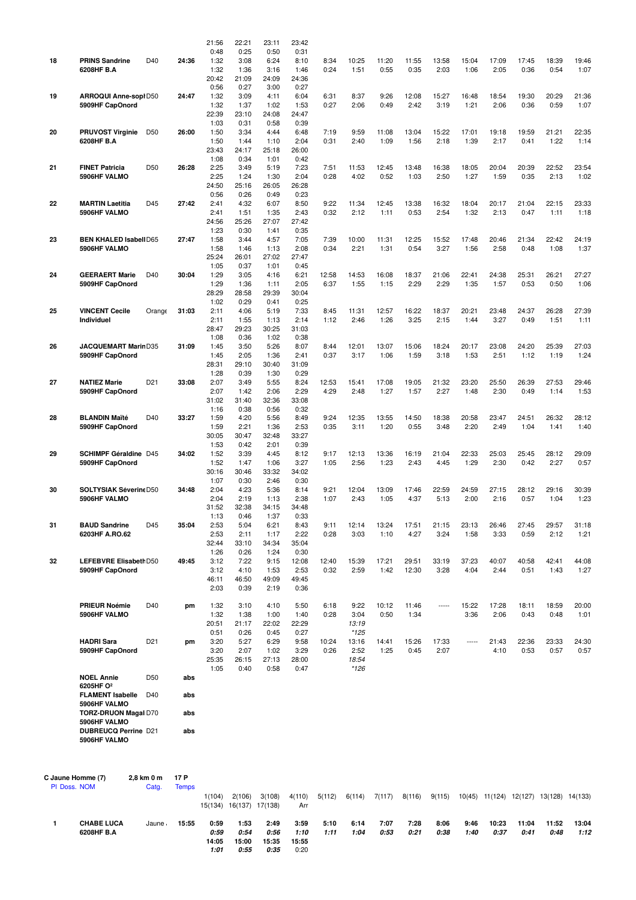| Pl | Nom | Catg. | Temps | 1 | 2 | 3 | 4 | 5 | 6 | 7 | 8 | 9 | 10 | 11 | 12 | 13 | 14 |
|---|---|---|---|---|---|---|---|---|---|---|---|---|---|---|---|---|---|
| | | | | 21:56 | 22:21 | 23:11 | 23:42 | | | | | | | | | | |
| | | | | 0:48 | 0:25 | 0:50 | 0:31 | | | | | | | | | | |
| 18 | **PRINS Sandrine** | D40 | **24:36** | 1:32 | 3:08 | 6:24 | 8:10 | 8:34 | 10:25 | 11:20 | 11:55 | 13:58 | 15:04 | 17:09 | 17:45 | 18:39 | 19:46 |
| | **6208HF B.A** | | | 1:32 | 1:36 | 3:16 | 1:46 | 0:24 | 1:51 | 0:55 | 0:35 | 2:03 | 1:06 | 2:05 | 0:36 | 0:54 | 1:07 |
| | | | | 20:42 | 21:09 | 24:09 | 24:36 | | | | | | | | | | |
| | | | | 0:56 | 0:27 | 3:00 | 0:27 | | | | | | | | | | |
| 19 | **ARROQUI Anne-sopl** | D50 | **24:47** | 1:32 | 3:09 | 4:11 | 6:04 | 6:31 | 8:37 | 9:26 | 12:08 | 15:27 | 16:48 | 18:54 | 19:30 | 20:29 | 21:36 |
| | **5909HF CapOnord** | | | 1:32 | 1:37 | 1:02 | 1:53 | 0:27 | 2:06 | 0:49 | 2:42 | 3:19 | 1:21 | 2:06 | 0:36 | 0:59 | 1:07 |
| | | | | 22:39 | 23:10 | 24:08 | 24:47 | | | | | | | | | | |
| | | | | 1:03 | 0:31 | 0:58 | 0:39 | | | | | | | | | | |
| 20 | **PRUVOST Virginie** | D50 | **26:00** | 1:50 | 3:34 | 4:44 | 6:48 | 7:19 | 9:59 | 11:08 | 13:04 | 15:22 | 17:01 | 19:18 | 19:59 | 21:21 | 22:35 |
| | **6208HF B.A** | | | 1:50 | 1:44 | 1:10 | 2:04 | 0:31 | 2:40 | 1:09 | 1:56 | 2:18 | 1:39 | 2:17 | 0:41 | 1:22 | 1:14 |
| | | | | 23:43 | 24:17 | 25:18 | 26:00 | | | | | | | | | | |
| | | | | 1:08 | 0:34 | 1:01 | 0:42 | | | | | | | | | | |
| 21 | **FINET Patricia** | D50 | **26:28** | 2:25 | 3:49 | 5:19 | 7:23 | 7:51 | 11:53 | 12:45 | 13:48 | 16:38 | 18:05 | 20:04 | 20:39 | 22:52 | 23:54 |
| | **5906HF VALMO** | | | 2:25 | 1:24 | 1:30 | 2:04 | 0:28 | 4:02 | 0:52 | 1:03 | 2:50 | 1:27 | 1:59 | 0:35 | 2:13 | 1:02 |
| | | | | 24:50 | 25:16 | 26:05 | 26:28 | | | | | | | | | | |
| | | | | 0:56 | 0:26 | 0:49 | 0:23 | | | | | | | | | | |
| 22 | **MARTIN Laetitia** | D45 | **27:42** | 2:41 | 4:32 | 6:07 | 8:50 | 9:22 | 11:34 | 12:45 | 13:38 | 16:32 | 18:04 | 20:17 | 21:04 | 22:15 | 23:33 |
| | **5906HF VALMO** | | | 2:41 | 1:51 | 1:35 | 2:43 | 0:32 | 2:12 | 1:11 | 0:53 | 2:54 | 1:32 | 2:13 | 0:47 | 1:11 | 1:18 |
| | | | | 24:56 | 25:26 | 27:07 | 27:42 | | | | | | | | | | |
| | | | | 1:23 | 0:30 | 1:41 | 0:35 | | | | | | | | | | |
| 23 | **BEN KHALED Isabell** | D65 | **27:47** | 1:58 | 3:44 | 4:57 | 7:05 | 7:39 | 10:00 | 11:31 | 12:25 | 15:52 | 17:48 | 20:46 | 21:34 | 22:42 | 24:19 |
| | **5906HF VALMO** | | | 1:58 | 1:46 | 1:13 | 2:08 | 0:34 | 2:21 | 1:31 | 0:54 | 3:27 | 1:56 | 2:58 | 0:48 | 1:08 | 1:37 |
| | | | | 25:24 | 26:01 | 27:02 | 27:47 | | | | | | | | | | |
| | | | | 1:05 | 0:37 | 1:01 | 0:45 | | | | | | | | | | |
| 24 | **GEERAERT Marie** | D40 | **30:04** | 1:29 | 3:05 | 4:16 | 6:21 | 12:58 | 14:53 | 16:08 | 18:37 | 21:06 | 22:41 | 24:38 | 25:31 | 26:21 | 27:27 |
| | **5909HF CapOnord** | | | 1:29 | 1:36 | 1:11 | 2:05 | 6:37 | 1:55 | 1:15 | 2:29 | 2:29 | 1:35 | 1:57 | 0:53 | 0:50 | 1:06 |
| | | | | 28:29 | 28:58 | 29:39 | 30:04 | | | | | | | | | | |
| | | | | 1:02 | 0:29 | 0:41 | 0:25 | | | | | | | | | | |
| 25 | **VINCENT Cecile** | Orange | **31:03** | 2:11 | 4:06 | 5:19 | 7:33 | 8:45 | 11:31 | 12:57 | 16:22 | 18:37 | 20:21 | 23:48 | 24:37 | 26:28 | 27:39 |
| | **Individuel** | | | 2:11 | 1:55 | 1:13 | 2:14 | 1:12 | 2:46 | 1:26 | 3:25 | 2:15 | 1:44 | 3:27 | 0:49 | 1:51 | 1:11 |
| | | | | 28:47 | 29:23 | 30:25 | 31:03 | | | | | | | | | | |
| | | | | 1:08 | 0:36 | 1:02 | 0:38 | | | | | | | | | | |
| 26 | **JACQUEMART Marin** | D35 | **31:09** | 1:45 | 3:50 | 5:26 | 8:07 | 8:44 | 12:01 | 13:07 | 15:06 | 18:24 | 20:17 | 23:08 | 24:20 | 25:39 | 27:03 |
| | **5909HF CapOnord** | | | 1:45 | 2:05 | 1:36 | 2:41 | 0:37 | 3:17 | 1:06 | 1:59 | 3:18 | 1:53 | 2:51 | 1:12 | 1:19 | 1:24 |
| | | | | 28:31 | 29:10 | 30:40 | 31:09 | | | | | | | | | | |
| | | | | 1:28 | 0:39 | 1:30 | 0:29 | | | | | | | | | | |
| 27 | **NATIEZ Marie** | D21 | **33:08** | 2:07 | 3:49 | 5:55 | 8:24 | 12:53 | 15:41 | 17:08 | 19:05 | 21:32 | 23:20 | 25:50 | 26:39 | 27:53 | 29:46 |
| | **5909HF CapOnord** | | | 2:07 | 1:42 | 2:06 | 2:29 | 4:29 | 2:48 | 1:27 | 1:57 | 2:27 | 1:48 | 2:30 | 0:49 | 1:14 | 1:53 |
| | | | | 31:02 | 31:40 | 32:36 | 33:08 | | | | | | | | | | |
| | | | | 1:16 | 0:38 | 0:56 | 0:32 | | | | | | | | | | |
| 28 | **BLANDIN Maïté** | D40 | **33:27** | 1:59 | 4:20 | 5:56 | 8:49 | 9:24 | 12:35 | 13:55 | 14:50 | 18:38 | 20:58 | 23:47 | 24:51 | 26:32 | 28:12 |
| | **5909HF CapOnord** | | | 1:59 | 2:21 | 1:36 | 2:53 | 0:35 | 3:11 | 1:20 | 0:55 | 3:48 | 2:20 | 2:49 | 1:04 | 1:41 | 1:40 |
| | | | | 30:05 | 30:47 | 32:48 | 33:27 | | | | | | | | | | |
| | | | | 1:53 | 0:42 | 2:01 | 0:39 | | | | | | | | | | |
| 29 | **SCHIMPF Géraldine** | D45 | **34:02** | 1:52 | 3:39 | 4:45 | 8:12 | 9:17 | 12:13 | 13:36 | 16:19 | 21:04 | 22:33 | 25:03 | 25:45 | 28:12 | 29:09 |
| | **5909HF CapOnord** | | | 1:52 | 1:47 | 1:06 | 3:27 | 1:05 | 2:56 | 1:23 | 2:43 | 4:45 | 1:29 | 2:30 | 0:42 | 2:27 | 0:57 |
| | | | | 30:16 | 30:46 | 33:32 | 34:02 | | | | | | | | | | |
| | | | | 1:07 | 0:30 | 2:46 | 0:30 | | | | | | | | | | |
| 30 | **SOLTYSIAK Séverine** | D50 | **34:48** | 2:04 | 4:23 | 5:36 | 8:14 | 9:21 | 12:04 | 13:09 | 17:46 | 22:59 | 24:59 | 27:15 | 28:12 | 29:16 | 30:39 |
| | **5906HF VALMO** | | | 2:04 | 2:19 | 1:13 | 2:38 | 1:07 | 2:43 | 1:05 | 4:37 | 5:13 | 2:00 | 2:16 | 0:57 | 1:04 | 1:23 |
| | | | | 31:52 | 32:38 | 34:15 | 34:48 | | | | | | | | | | |
| | | | | 1:13 | 0:46 | 1:37 | 0:33 | | | | | | | | | | |
| 31 | **BAUD Sandrine** | D45 | **35:04** | 2:53 | 5:04 | 6:21 | 8:43 | 9:11 | 12:14 | 13:24 | 17:51 | 21:15 | 23:13 | 26:46 | 27:45 | 29:57 | 31:18 |
| | **6203HF A.RO.62** | | | 2:53 | 2:11 | 1:17 | 2:22 | 0:28 | 3:03 | 1:10 | 4:27 | 3:24 | 1:58 | 3:33 | 0:59 | 2:12 | 1:21 |
| | | | | 32:44 | 33:10 | 34:34 | 35:04 | | | | | | | | | | |
| | | | | 1:26 | 0:26 | 1:24 | 0:30 | | | | | | | | | | |
| 32 | **LEFEBVRE Elisabeth** | D50 | **49:45** | 3:12 | 7:22 | 9:15 | 12:08 | 12:40 | 15:39 | 17:21 | 29:51 | 33:19 | 37:23 | 40:07 | 40:58 | 42:41 | 44:08 |
| | **5909HF CapOnord** | | | 3:12 | 4:10 | 1:53 | 2:53 | 0:32 | 2:59 | 1:42 | 12:30 | 3:28 | 4:04 | 2:44 | 0:51 | 1:43 | 1:27 |
| | | | | 46:11 | 46:50 | 49:09 | 49:45 | | | | | | | | | | |
| | | | | 2:03 | 0:39 | 2:19 | 0:36 | | | | | | | | | | |
| | **PRIEUR Noémie** | D40 | **pm** | 1:32 | 3:10 | 4:10 | 5:50 | 6:18 | 9:22 | 10:12 | 11:46 | ----- | 15:22 | 17:28 | 18:11 | 18:59 | 20:00 |
| | **5906HF VALMO** | | | 1:32 | 1:38 | 1:00 | 1:40 | 0:28 | 3:04 | 0:50 | 1:34 | | 3:36 | 2:06 | 0:43 | 0:48 | 1:01 |
| | | | | 20:51 | 21:17 | 22:02 | 22:29 | | *13:19* | | | | | | | | |
| | | | | 0:51 | 0:26 | 0:45 | 0:27 | | *\*125* | | | | | | | | |
| | **HADRI Sara** | D21 | **pm** | 3:20 | 5:27 | 6:29 | 9:58 | 10:24 | 13:16 | 14:41 | 15:26 | 17:33 | ----- | 21:43 | 22:36 | 23:33 | 24:30 |
| | **5909HF CapOnord** | | | 3:20 | 2:07 | 1:02 | 3:29 | 0:26 | 2:52 | 1:25 | 0:45 | 2:07 | | 4:10 | 0:53 | 0:57 | 0:57 |
| | | | | 25:35 | 26:15 | 27:13 | 28:00 | | *18:54* | | | | | | | | |
| | | | | 1:05 | 0:40 | 0:58 | 0:47 | | *\*126* | | | | | | | | |
| | **NOEL Annie** | D50 | **abs** | | | | | | | | | | | | | | |
| | **6205HF O²** | | | | | | | | | | | | | | | | |
| | **FLAMENT Isabelle** | D40 | **abs** | | | | | | | | | | | | | | |
| | **5906HF VALMO** | | | | | | | | | | | | | | | | |
| | **TORZ-DRUON Magal** | D70 | **abs** | | | | | | | | | | | | | | |
| | **5906HF VALMO** | | | | | | | | | | | | | | | | |
| | **DUBREUCQ Perrine** | D21 | **abs** | | | | | | | | | | | | | | |
| | **5906HF VALMO** | | | | | | | | | | | | | | | | |

**C Jaune Homme (7)** **2,8 km 0 m** **17 P**

| Pl Doss. | NOM | Catg. | Temps | 1(104) | 2(106) | 3(108) | 4(110) | 5(112) | 6(114) | 7(117) | 8(116) | 9(115) | 10(45) | 11(124) | 12(127) | 13(128) | 14(133) |
|---|---|---|---|---|---|---|---|---|---|---|---|---|---|---|---|---|---|
| | | | | 15(134) | 16(137) | 17(138) | Arr | | | | | | | | | | |
| 1 | **CHABE LUCA** | Jaune | **15:55** | **0:59** | **1:53** | **2:49** | **3:59** | **5:10** | **6:14** | **7:07** | **7:28** | **8:06** | **9:46** | **10:23** | **11:04** | **11:52** | **13:04** |
| | **6208HF B.A** | | | ***0:59*** | ***0:54*** | ***0:56*** | ***1:10*** | ***1:11*** | ***1:04*** | ***0:53*** | ***0:21*** | ***0:38*** | ***1:40*** | ***0:37*** | ***0:41*** | ***0:48*** | ***1:12*** |
| | | | | **14:05** | **15:00** | **15:35** | **15:55** | | | | | | | | | | |
| | | | | ***1:01*** | ***0:55*** | ***0:35*** | 0:20 | | | | | | | | | | |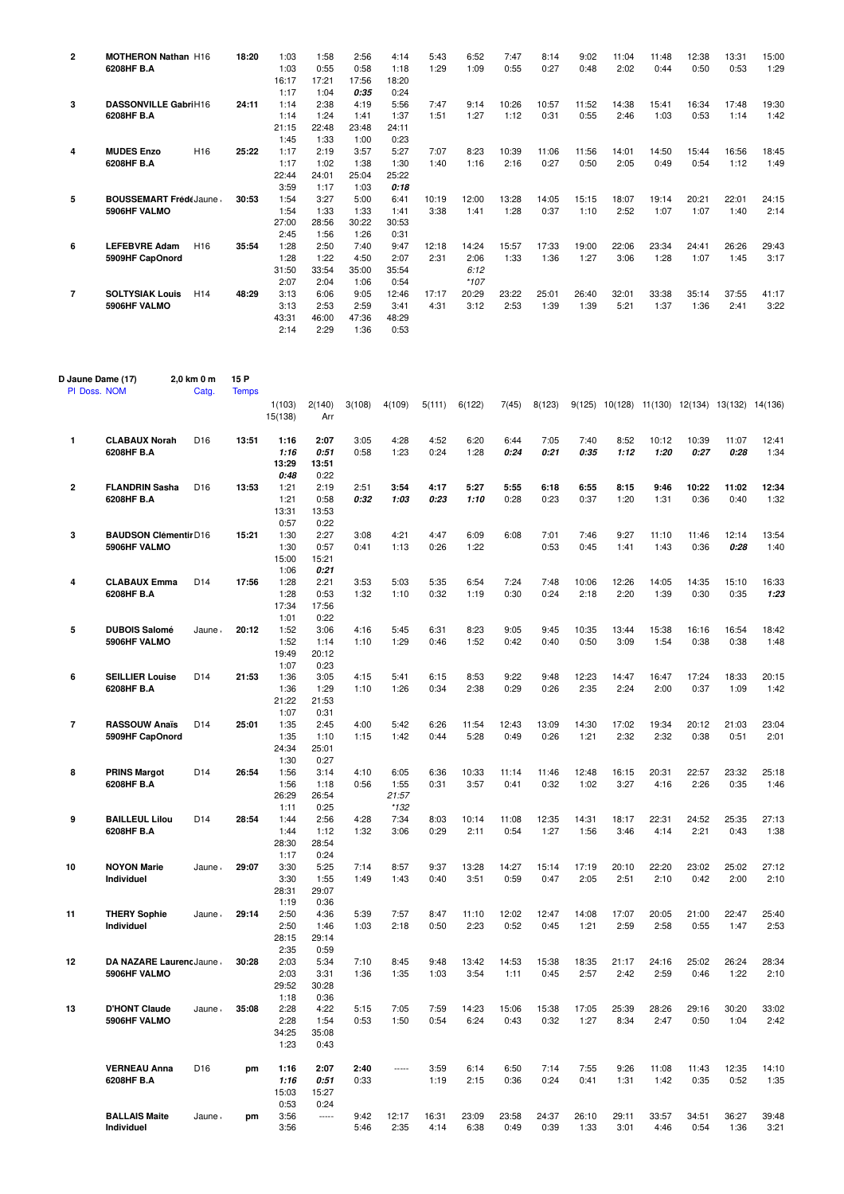| | | | | | | | | | | | | | | | | | |
|---|---|---|---|---|---|---|---|---|---|---|---|---|---|---|---|---|---|
| **2** | **MOTHERON Nathan** | H16 | **18:20** | 1:03 | 1:58 | 2:56 | 4:14 | 5:43 | 6:52 | 7:47 | 8:14 | 9:02 | 11:04 | 11:48 | 12:38 | 13:31 | 15:00 |
| | **6208HF B.A** | | | 1:03 | 0:55 | 0:58 | 1:18 | 1:29 | 1:09 | 0:55 | 0:27 | 0:48 | 2:02 | 0:44 | 0:50 | 0:53 | 1:29 |
| | | | | 16:17 | 17:21 | 17:56 | 18:20 | | | | | | | | | | |
| | | | | 1:17 | 1:04 | *0:35* | 0:24 | | | | | | | | | | |
| **3** | **DASSONVILLE Gabri** | H16 | **24:11** | 1:14 | 2:38 | 4:19 | 5:56 | 7:47 | 9:14 | 10:26 | 10:57 | 11:52 | 14:38 | 15:41 | 16:34 | 17:48 | 19:30 |
| | **6208HF B.A** | | | 1:14 | 1:24 | 1:41 | 1:37 | 1:51 | 1:27 | 1:12 | 0:31 | 0:55 | 2:46 | 1:03 | 0:53 | 1:14 | 1:42 |
| | | | | 21:15 | 22:48 | 23:48 | 24:11 | | | | | | | | | | |
| | | | | 1:45 | 1:33 | 1:00 | 0:23 | | | | | | | | | | |
| **4** | **MUDES Enzo** | H16 | **25:22** | 1:17 | 2:19 | 3:57 | 5:27 | 7:07 | 8:23 | 10:39 | 11:06 | 11:56 | 14:01 | 14:50 | 15:44 | 16:56 | 18:45 |
| | **6208HF B.A** | | | 1:17 | 1:02 | 1:38 | 1:30 | 1:40 | 1:16 | 2:16 | 0:27 | 0:50 | 2:05 | 0:49 | 0:54 | 1:12 | 1:49 |
| | | | | 22:44 | 24:01 | 25:04 | 25:22 | | | | | | | | | | |
| | | | | 3:59 | 1:17 | 1:03 | *0:18* | | | | | | | | | | |
| **5** | **BOUSSEMART Frédé** | Jaune | **30:53** | 1:54 | 3:27 | 5:00 | 6:41 | 10:19 | 12:00 | 13:28 | 14:05 | 15:15 | 18:07 | 19:14 | 20:21 | 22:01 | 24:15 |
| | **5906HF VALMO** | | | 1:54 | 1:33 | 1:33 | 1:41 | 3:38 | 1:41 | 1:28 | 0:37 | 1:10 | 2:52 | 1:07 | 1:07 | 1:40 | 2:14 |
| | | | | 27:00 | 28:56 | 30:22 | 30:53 | | | | | | | | | | |
| | | | | 2:45 | 1:56 | 1:26 | 0:31 | | | | | | | | | | |
| **6** | **LEFEBVRE Adam** | H16 | **35:54** | 1:28 | 2:50 | 7:40 | 9:47 | 12:18 | 14:24 | 15:57 | 17:33 | 19:00 | 22:06 | 23:34 | 24:41 | 26:26 | 29:43 |
| | **5909HF CapOnord** | | | 1:28 | 1:22 | 4:50 | 2:07 | 2:31 | 2:06 | 1:33 | 1:36 | 1:27 | 3:06 | 1:28 | 1:07 | 1:45 | 3:17 |
| | | | | 31:50 | 33:54 | 35:00 | 35:54 | | *6:12* | | | | | | | | |
| | | | | 2:07 | 2:04 | 1:06 | 0:54 | | *107 | | | | | | | | |
| **7** | **SOLTYSIAK Louis** | H14 | **48:29** | 3:13 | 6:06 | 9:05 | 12:46 | 17:17 | 20:29 | 23:22 | 25:01 | 26:40 | 32:01 | 33:38 | 35:14 | 37:55 | 41:17 |
| | **5906HF VALMO** | | | 3:13 | 2:53 | 2:59 | 3:41 | 4:31 | 3:12 | 2:53 | 1:39 | 1:39 | 5:21 | 1:37 | 1:36 | 2:41 | 3:22 |
| | | | | 43:31 | 46:00 | 47:36 | 48:29 | | | | | | | | | | |
| | | | | 2:14 | 2:29 | 1:36 | 0:53 | | | | | | | | | | |

**D Jaune Dame (17)** **2,0 km 0 m** **15 P**

| Pl Doss. | NOM | Catg. | Temps | 1(103) | 2(140) | 3(108) | 4(109) | 5(111) | 6(122) | 7(45) | 8(123) | 9(125) | 10(128) | 11(130) | 12(134) | 13(132) | 14(136) |
|---|---|---|---|---|---|---|---|---|---|---|---|---|---|---|---|---|---|
| | | | | 15(138) | Arr | | | | | | | | | | | | |
| **1** | **CLABAUX Norah** | D16 | **13:51** | **1:16** | **2:07** | 3:05 | 4:28 | 4:52 | 6:20 | 6:44 | 7:05 | 7:40 | 8:52 | 10:12 | 10:39 | 11:07 | 12:41 |
| | **6208HF B.A** | | | *1:16* | *0:51* | 0:58 | 1:23 | 0:24 | 1:28 | *0:24* | *0:21* | *0:35* | *1:12* | *1:20* | *0:27* | *0:28* | 1:34 |
| | | | | 13:29 | 13:51 | | | | | | | | | | | | |
| | | | | *0:48* | 0:22 | | | | | | | | | | | | |
| **2** | **FLANDRIN Sasha** | D16 | **13:53** | 1:21 | 2:19 | 2:51 | **3:54** | **4:17** | **5:27** | 5:55 | 6:18 | 6:55 | 8:15 | **9:46** | 10:22 | **11:02** | **12:34** |
| | **6208HF B.A** | | | 1:21 | 0:58 | *0:32* | *1:03* | *0:23* | *1:10* | 0:28 | 0:23 | 0:37 | 1:20 | 1:31 | 0:36 | 0:40 | 1:32 |
| | | | | 13:31 | 13:53 | | | | | | | | | | | | |
| | | | | 0:57 | 0:22 | | | | | | | | | | | | |
| **3** | **BAUDSON Clémentin** | D16 | **15:21** | 1:30 | 2:27 | 3:08 | 4:21 | 4:47 | 6:09 | 6:08 | 7:01 | 7:46 | 9:27 | 11:10 | 11:46 | 12:14 | 13:54 |
| | **5906HF VALMO** | | | 1:30 | 0:57 | 0:41 | 1:13 | 0:26 | 1:22 | | 0:53 | 0:45 | 1:41 | 1:43 | 0:36 | *0:28* | 1:40 |
| | | | | 15:00 | 15:21 | | | | | | | | | | | | |
| | | | | 1:06 | *0:21* | | | | | | | | | | | | |
| **4** | **CLABAUX Emma** | D14 | **17:56** | 1:28 | 2:21 | 3:53 | 5:03 | 5:35 | 6:54 | 7:24 | 7:48 | 10:06 | 12:26 | 14:05 | 14:35 | 15:10 | 16:33 |
| | **6208HF B.A** | | | 1:28 | 0:53 | 1:32 | 1:10 | 0:32 | 1:19 | 0:30 | 0:24 | 2:18 | 2:20 | 1:39 | 0:30 | 0:35 | *1:23* |
| | | | | 17:34 | 17:56 | | | | | | | | | | | | |
| | | | | 1:01 | 0:22 | | | | | | | | | | | | |
| **5** | **DUBOIS Salomé** | Jaune | **20:12** | 1:52 | 3:06 | 4:16 | 5:45 | 6:31 | 8:23 | 9:05 | 9:45 | 10:35 | 13:44 | 15:38 | 16:16 | 16:54 | 18:42 |
| | **5906HF VALMO** | | | 1:52 | 1:14 | 1:10 | 1:29 | 0:46 | 1:52 | 0:42 | 0:40 | 0:50 | 3:09 | 1:54 | 0:38 | 0:38 | 1:48 |
| | | | | 19:49 | 20:12 | | | | | | | | | | | | |
| | | | | 1:07 | 0:23 | | | | | | | | | | | | |
| **6** | **SEILLIER Louise** | D14 | **21:53** | 1:36 | 3:05 | 4:15 | 5:41 | 6:15 | 8:53 | 9:22 | 9:48 | 12:23 | 14:47 | 16:47 | 17:24 | 18:33 | 20:15 |
| | **6208HF B.A** | | | 1:36 | 1:29 | 1:10 | 1:26 | 0:34 | 2:38 | 0:29 | 0:26 | 2:35 | 2:24 | 2:00 | 0:37 | 1:09 | 1:42 |
| | | | | 21:22 | 21:53 | | | | | | | | | | | | |
| | | | | 1:07 | 0:31 | | | | | | | | | | | | |
| **7** | **RASSOUW Anaïs** | D14 | **25:01** | 1:35 | 2:45 | 4:00 | 5:42 | 6:26 | 11:54 | 12:43 | 13:09 | 14:30 | 17:02 | 19:34 | 20:12 | 21:03 | 23:04 |
| | **5909HF CapOnord** | | | 1:35 | 1:10 | 1:15 | 1:42 | 0:44 | 5:28 | 0:49 | 0:26 | 1:21 | 2:32 | 2:32 | 0:38 | 0:51 | 2:01 |
| | | | | 24:34 | 25:01 | | | | | | | | | | | | |
| | | | | 1:30 | 0:27 | | | | | | | | | | | | |
| **8** | **PRINS Margot** | D14 | **26:54** | 1:56 | 3:14 | 4:10 | 6:05 | 6:36 | 10:33 | 11:14 | 11:46 | 12:48 | 16:15 | 20:31 | 22:57 | 23:32 | 25:18 |
| | **6208HF B.A** | | | 1:56 | 1:18 | 0:56 | 1:55 | 0:31 | 3:57 | 0:41 | 0:32 | 1:02 | 3:27 | 4:16 | 2:26 | 0:35 | 1:46 |
| | | | | 26:29 | 26:54 | | *21:57* | | | | | | | | | | |
| | | | | 1:11 | 0:25 | | *132 | | | | | | | | | | |
| **9** | **BAILLEUL Lilou** | D14 | **28:54** | 1:44 | 2:56 | 4:28 | 7:34 | 8:03 | 10:14 | 11:08 | 12:35 | 14:31 | 18:17 | 22:31 | 24:52 | 25:35 | 27:13 |
| | **6208HF B.A** | | | 1:44 | 1:12 | 1:32 | 3:06 | 0:29 | 2:11 | 0:54 | 1:27 | 1:56 | 3:46 | 4:14 | 2:21 | 0:43 | 1:38 |
| | | | | 28:30 | 28:54 | | | | | | | | | | | | |
| | | | | 1:17 | 0:24 | | | | | | | | | | | | |
| **10** | **NOYON Marie** | Jaune | **29:07** | 3:30 | 5:25 | 7:14 | 8:57 | 9:37 | 13:28 | 14:27 | 15:14 | 17:19 | 20:10 | 22:20 | 23:02 | 25:02 | 27:12 |
| | **Individuel** | | | 3:30 | 1:55 | 1:49 | 1:43 | 0:40 | 3:51 | 0:59 | 0:47 | 2:05 | 2:51 | 2:10 | 0:42 | 2:00 | 2:10 |
| | | | | 28:31 | 29:07 | | | | | | | | | | | | |
| | | | | 1:19 | 0:36 | | | | | | | | | | | | |
| **11** | **THERY Sophie** | Jaune | **29:14** | 2:50 | 4:36 | 5:39 | 7:57 | 8:47 | 11:10 | 12:02 | 12:47 | 14:08 | 17:07 | 20:05 | 21:00 | 22:47 | 25:40 |
| | **Individuel** | | | 2:50 | 1:46 | 1:03 | 2:18 | 0:50 | 2:23 | 0:52 | 0:45 | 1:21 | 2:59 | 2:58 | 0:55 | 1:47 | 2:53 |
| | | | | 28:15 | 29:14 | | | | | | | | | | | | |
| | | | | 2:35 | 0:59 | | | | | | | | | | | | |
| **12** | **DA NAZARE Laurenc** | Jaune | **30:28** | 2:03 | 5:34 | 7:10 | 8:45 | 9:48 | 13:42 | 14:53 | 15:38 | 18:35 | 21:17 | 24:16 | 25:02 | 26:24 | 28:34 |
| | **5906HF VALMO** | | | 2:03 | 3:31 | 1:36 | 1:35 | 1:03 | 3:54 | 1:11 | 0:45 | 2:57 | 2:42 | 2:59 | 0:46 | 1:22 | 2:10 |
| | | | | 29:52 | 30:28 | | | | | | | | | | | | |
| | | | | 1:18 | 0:36 | | | | | | | | | | | | |
| **13** | **D'HONT Claude** | Jaune | **35:08** | 2:28 | 4:22 | 5:15 | 7:05 | 7:59 | 14:23 | 15:06 | 15:38 | 17:05 | 25:39 | 28:26 | 29:16 | 30:20 | 33:02 |
| | **5906HF VALMO** | | | 2:28 | 1:54 | 0:53 | 1:50 | 0:54 | 6:24 | 0:43 | 0:32 | 1:27 | 8:34 | 2:47 | 0:50 | 1:04 | 2:42 |
| | | | | 34:25 | 35:08 | | | | | | | | | | | | |
| | | | | 1:23 | 0:43 | | | | | | | | | | | | |
| | **VERNEAU Anna** | D16 | **pm** | **1:16** | **2:07** | **2:40** | ----- | 3:59 | 6:14 | 6:50 | 7:14 | 7:55 | 9:26 | 11:08 | 11:43 | 12:35 | 14:10 |
| | **6208HF B.A** | | | *1:16* | *0:51* | 0:33 | | 1:19 | 2:15 | 0:36 | 0:24 | 0:41 | 1:31 | 1:42 | 0:35 | 0:52 | 1:35 |
| | | | | 15:03 | 15:27 | | | | | | | | | | | | |
| | | | | 0:53 | 0:24 | | | | | | | | | | | | |
| | **BALLAIS Maite** | Jaune | **pm** | 3:56 | ----- | 9:42 | 12:17 | 16:31 | 23:09 | 23:58 | 24:37 | 26:10 | 29:11 | 33:57 | 34:51 | 36:27 | 39:48 |
| | **Individuel** | | | 3:56 | | 5:46 | 2:35 | 4:14 | 6:38 | 0:49 | 0:39 | 1:33 | 3:01 | 4:46 | 0:54 | 1:36 | 3:21 |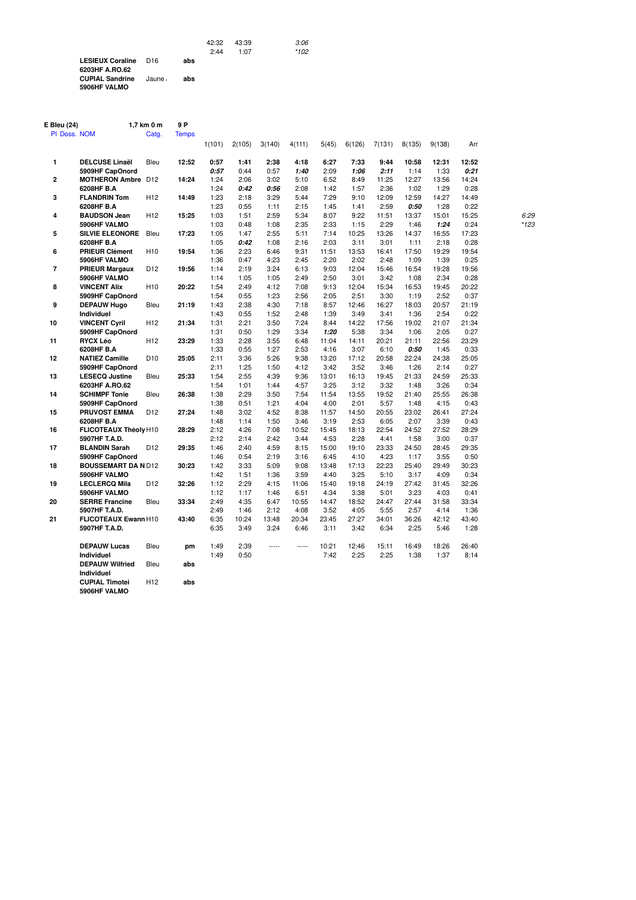| | | | | | | | | | | | | | | |
|---|---|---|---|---|---|---|---|---|---|---|---|---|---|---|
| | | | | 42:32 | 43:39 | | | | | | | | | *3:06* |
| | | | | 2:44 | 1:07 | | | | | | | | | *\*102* |
| | **LESIEUX Coraline** | D16 | **abs** | | | | | | | | | | | |
| | **6203HF A.RO.62** | | | | | | | | | | | | | |
| | **CUPIAL Sandrine** | Jaune | **abs** | | | | | | | | | | | |
| | **5906HF VALMO** | | | | | | | | | | | | | |

**E Bleu (24)** **1,7 km 0 m** **9 P**

| Pl | Doss. NOM | Catg. | Temps | 1(101) | 2(105) | 3(140) | 4(111) | 5(45) | 6(126) | 7(131) | 8(135) | 9(138) | Arr | |
|---|---|---|---|---|---|---|---|---|---|---|---|---|---|---|
| **1** | **DELCUSE Linaël** | Bleu | **12:52** | **0:57** | **1:41** | **2:38** | **4:18** | **6:27** | **7:33** | **9:44** | **10:58** | **12:31** | **12:52** | |
| | **5909HF CapOnord** | | | ***0:57*** | 0:44 | 0:57 | ***1:40*** | 2:09 | ***1:06*** | ***2:11*** | 1:14 | 1:33 | ***0:21*** | |
| **2** | **MOTHERON Ambre** | D12 | **14:24** | 1:24 | 2:06 | 3:02 | 5:10 | 6:52 | 8:49 | 11:25 | 12:27 | 13:56 | 14:24 | |
| | **6208HF B.A** | | | 1:24 | ***0:42*** | ***0:56*** | 2:08 | 1:42 | 1:57 | 2:36 | 1:02 | 1:29 | 0:28 | |
| **3** | **FLANDRIN Tom** | H12 | **14:49** | 1:23 | 2:18 | 3:29 | 5:44 | 7:29 | 9:10 | 12:09 | 12:59 | 14:27 | 14:49 | |
| | **6208HF B.A** | | | 1:23 | 0:55 | 1:11 | 2:15 | 1:45 | 1:41 | 2:59 | ***0:50*** | 1:28 | 0:22 | |
| **4** | **BAUDSON Jean** | H12 | **15:25** | 1:03 | 1:51 | 2:59 | 5:34 | 8:07 | 9:22 | 11:51 | 13:37 | 15:01 | 15:25 | *6:29* |
| | **5906HF VALMO** | | | 1:03 | 0:48 | 1:08 | 2:35 | 2:33 | 1:15 | 2:29 | 1:46 | ***1:24*** | 0:24 | *\*123* |
| **5** | **SILVIE ELEONORE** | Bleu | **17:23** | 1:05 | 1:47 | 2:55 | 5:11 | 7:14 | 10:25 | 13:26 | 14:37 | 16:55 | 17:23 | |
| | **6208HF B.A** | | | 1:05 | ***0:42*** | 1:08 | 2:16 | 2:03 | 3:11 | 3:01 | 1:11 | 2:18 | 0:28 | |
| **6** | **PRIEUR Clément** | H10 | **19:54** | 1:36 | 2:23 | 6:46 | 9:31 | 11:51 | 13:53 | 16:41 | 17:50 | 19:29 | 19:54 | |
| | **5906HF VALMO** | | | 1:36 | 0:47 | 4:23 | 2:45 | 2:20 | 2:02 | 2:48 | 1:09 | 1:39 | 0:25 | |
| **7** | **PRIEUR Margaux** | D12 | **19:56** | 1:14 | 2:19 | 3:24 | 6:13 | 9:03 | 12:04 | 15:46 | 16:54 | 19:28 | 19:56 | |
| | **5906HF VALMO** | | | 1:14 | 1:05 | 1:05 | 2:49 | 2:50 | 3:01 | 3:42 | 1:08 | 2:34 | 0:28 | |
| **8** | **VINCENT Alix** | H10 | **20:22** | 1:54 | 2:49 | 4:12 | 7:08 | 9:13 | 12:04 | 15:34 | 16:53 | 19:45 | 20:22 | |
| | **5909HF CapOnord** | | | 1:54 | 0:55 | 1:23 | 2:56 | 2:05 | 2:51 | 3:30 | 1:19 | 2:52 | 0:37 | |
| **9** | **DEPAUW Hugo** | Bleu | **21:19** | 1:43 | 2:38 | 4:30 | 7:18 | 8:57 | 12:46 | 16:27 | 18:03 | 20:57 | 21:19 | |
| | **Individuel** | | | 1:43 | 0:55 | 1:52 | 2:48 | 1:39 | 3:49 | 3:41 | 1:36 | 2:54 | 0:22 | |
| **10** | **VINCENT Cyril** | H12 | **21:34** | 1:31 | 2:21 | 3:50 | 7:24 | 8:44 | 14:22 | 17:56 | 19:02 | 21:07 | 21:34 | |
| | **5909HF CapOnord** | | | 1:31 | 0:50 | 1:29 | 3:34 | ***1:20*** | 5:38 | 3:34 | 1:06 | 2:05 | 0:27 | |
| **11** | **RYCX Léo** | H12 | **23:29** | 1:33 | 2:28 | 3:55 | 6:48 | 11:04 | 14:11 | 20:21 | 21:11 | 22:56 | 23:29 | |
| | **6208HF B.A** | | | 1:33 | 0:55 | 1:27 | 2:53 | 4:16 | 3:07 | 6:10 | ***0:50*** | 1:45 | 0:33 | |
| **12** | **NATIEZ Camille** | D10 | **25:05** | 2:11 | 3:36 | 5:26 | 9:38 | 13:20 | 17:12 | 20:58 | 22:24 | 24:38 | 25:05 | |
| | **5909HF CapOnord** | | | 2:11 | 1:25 | 1:50 | 4:12 | 3:42 | 3:52 | 3:46 | 1:26 | 2:14 | 0:27 | |
| **13** | **LESECQ Justine** | Bleu | **25:33** | 1:54 | 2:55 | 4:39 | 9:36 | 13:01 | 16:13 | 19:45 | 21:33 | 24:59 | 25:33 | |
| | **6203HF A.RO.62** | | | 1:54 | 1:01 | 1:44 | 4:57 | 3:25 | 3:12 | 3:32 | 1:48 | 3:26 | 0:34 | |
| **14** | **SCHIMPF Tonie** | Bleu | **26:38** | 1:38 | 2:29 | 3:50 | 7:54 | 11:54 | 13:55 | 19:52 | 21:40 | 25:55 | 26:38 | |
| | **5909HF CapOnord** | | | 1:38 | 0:51 | 1:21 | 4:04 | 4:00 | 2:01 | 5:57 | 1:48 | 4:15 | 0:43 | |
| **15** | **PRUVOST EMMA** | D12 | **27:24** | 1:48 | 3:02 | 4:52 | 8:38 | 11:57 | 14:50 | 20:55 | 23:02 | 26:41 | 27:24 | |
| | **6208HF B.A** | | | 1:48 | 1:14 | 1:50 | 3:46 | 3:19 | 2:53 | 6:05 | 2:07 | 3:39 | 0:43 | |
| **16** | **FLICOTEAUX Théoly** | H10 | **28:29** | 2:12 | 4:26 | 7:08 | 10:52 | 15:45 | 18:13 | 22:54 | 24:52 | 27:52 | 28:29 | |
| | **5907HF T.A.D.** | | | 2:12 | 2:14 | 2:42 | 3:44 | 4:53 | 2:28 | 4:41 | 1:58 | 3:00 | 0:37 | |
| **17** | **BLANDIN Sarah** | D12 | **29:35** | 1:46 | 2:40 | 4:59 | 8:15 | 15:00 | 19:10 | 23:33 | 24:50 | 28:45 | 29:35 | |
| | **5909HF CapOnord** | | | 1:46 | 0:54 | 2:19 | 3:16 | 6:45 | 4:10 | 4:23 | 1:17 | 3:55 | 0:50 | |
| **18** | **BOUSSEMART DA N** | D12 | **30:23** | 1:42 | 3:33 | 5:09 | 9:08 | 13:48 | 17:13 | 22:23 | 25:40 | 29:49 | 30:23 | |
| | **5906HF VALMO** | | | 1:42 | 1:51 | 1:36 | 3:59 | 4:40 | 3:25 | 5:10 | 3:17 | 4:09 | 0:34 | |
| **19** | **LECLERCQ Mila** | D12 | **32:26** | 1:12 | 2:29 | 4:15 | 11:06 | 15:40 | 19:18 | 24:19 | 27:42 | 31:45 | 32:26 | |
| | **5906HF VALMO** | | | 1:12 | 1:17 | 1:46 | 6:51 | 4:34 | 3:38 | 5:01 | 3:23 | 4:03 | 0:41 | |
| **20** | **SERRE Francine** | Bleu | **33:34** | 2:49 | 4:35 | 6:47 | 10:55 | 14:47 | 18:52 | 24:47 | 27:44 | 31:58 | 33:34 | |
| | **5907HF T.A.D.** | | | 2:49 | 1:46 | 2:12 | 4:08 | 3:52 | 4:05 | 5:55 | 2:57 | 4:14 | 1:36 | |
| **21** | **FLICOTEAUX Ewann** | H10 | **43:40** | 6:35 | 10:24 | 13:48 | 20:34 | 23:45 | 27:27 | 34:01 | 36:26 | 42:12 | 43:40 | |
| | **5907HF T.A.D.** | | | 6:35 | 3:49 | 3:24 | 6:46 | 3:11 | 3:42 | 6:34 | 2:25 | 5:46 | 1:28 | |
| | **DEPAUW Lucas** | Bleu | **pm** | 1:49 | 2:39 | ----- | ----- | 10:21 | 12:46 | 15:11 | 16:49 | 18:26 | 26:40 | |
| | **Individuel** | | | 1:49 | 0:50 | | | 7:42 | 2:25 | 2:25 | 1:38 | 1:37 | 8:14 | |
| | **DEPAUW Wilfried** | Bleu | **abs** | | | | | | | | | | | |
| | **Individuel** | | | | | | | | | | | | | |
| | **CUPIAL Timotei** | H12 | **abs** | | | | | | | | | | | |
| | **5906HF VALMO** | | | | | | | | | | | | | |